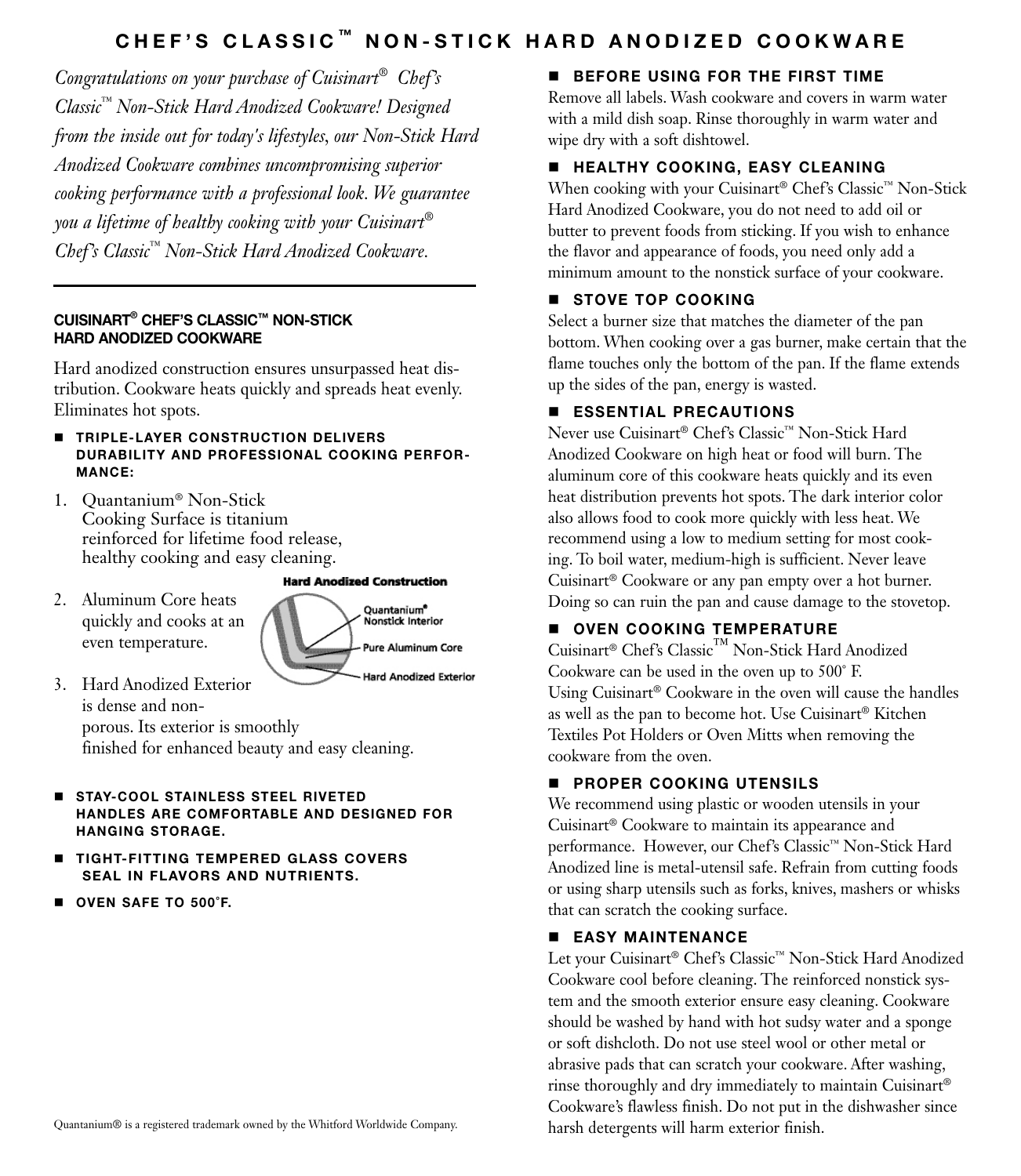# CHEF'S CLASSIC™ NON-STICK HARD ANODIZED COOKWARE

*Congratulations on your purchase of Cuisinart® Chef's Classic™ Non-Stick Hard Anodized Cookware! Designed from the inside out for today's lifestyles, our Non-Stick Hard Anodized Cookware combines uncompromising superior cooking performance with a professional look. We guarantee you a lifetime of healthy cooking with your Cuisinart® Chef's Classic™ Non-Stick Hard Anodized Cookware.*

## CUISINART® CHEF'S CLASSIC™ NON-STICK HARD ANODIZED COOKWARE

Hard anodized construction ensures unsurpassed heat distribution. Cookware heats quickly and spreads heat evenly. Eliminates hot spots.

- **TRIPLE-LAYER CONSTRUCTION DELIVERS DURABILITY AND PROFESSIONAL COOKING PERFORMANCE:**

1. Quantanium® Non-Stick Cooking Surface is titanium reinforced for lifetime food release, healthy cooking and easy cleaning.
2. Aluminum Core heats quickly and cooks at an even temperature.
3. Hard Anodized Exterior is dense and non-porous. Its exterior is smoothly finished for enhanced beauty and easy cleaning.

**Hard Anodized Construction**
- Quantanium® Nonstick Interior
- Pure Aluminum Core
- Hard Anodized Exterior

- **STAY-COOL STAINLESS STEEL RIVETED HANDLES ARE COMFORTABLE AND DESIGNED FOR HANGING STORAGE.**
- **TIGHT-FITTING TEMPERED GLASS COVERS SEAL IN FLAVORS AND NUTRIENTS.**
- **OVEN SAFE TO 500°F.**

Quantanium® is a registered trademark owned by the Whitford Worldwide Company.

### BEFORE USING FOR THE FIRST TIME

Remove all labels. Wash cookware and covers in warm water with a mild dish soap. Rinse thoroughly in warm water and wipe dry with a soft dishtowel.

### HEALTHY COOKING, EASY CLEANING

When cooking with your Cuisinart® Chef's Classic™ Non-Stick Hard Anodized Cookware, you do not need to add oil or butter to prevent foods from sticking. If you wish to enhance the flavor and appearance of foods, you need only add a minimum amount to the nonstick surface of your cookware.

### STOVE TOP COOKING

Select a burner size that matches the diameter of the pan bottom. When cooking over a gas burner, make certain that the flame touches only the bottom of the pan. If the flame extends up the sides of the pan, energy is wasted.

### ESSENTIAL PRECAUTIONS

Never use Cuisinart® Chef's Classic™ Non-Stick Hard Anodized Cookware on high heat or food will burn. The aluminum core of this cookware heats quickly and its even heat distribution prevents hot spots. The dark interior color also allows food to cook more quickly with less heat. We recommend using a low to medium setting for most cooking. To boil water, medium-high is sufficient. Never leave Cuisinart® Cookware or any pan empty over a hot burner. Doing so can ruin the pan and cause damage to the stovetop.

### OVEN COOKING TEMPERATURE

Cuisinart® Chef's Classic™ Non-Stick Hard Anodized Cookware can be used in the oven up to 500° F. Using Cuisinart® Cookware in the oven will cause the handles as well as the pan to become hot. Use Cuisinart® Kitchen Textiles Pot Holders or Oven Mitts when removing the cookware from the oven.

### PROPER COOKING UTENSILS

We recommend using plastic or wooden utensils in your Cuisinart® Cookware to maintain its appearance and performance. However, our Chef's Classic™ Non-Stick Hard Anodized line is metal-utensil safe. Refrain from cutting foods or using sharp utensils such as forks, knives, mashers or whisks that can scratch the cooking surface.

### EASY MAINTENANCE

Let your Cuisinart® Chef's Classic™ Non-Stick Hard Anodized Cookware cool before cleaning. The reinforced nonstick system and the smooth exterior ensure easy cleaning. Cookware should be washed by hand with hot sudsy water and a sponge or soft dishcloth. Do not use steel wool or other metal or abrasive pads that can scratch your cookware. After washing, rinse thoroughly and dry immediately to maintain Cuisinart® Cookware's flawless finish. Do not put in the dishwasher since harsh detergents will harm exterior finish.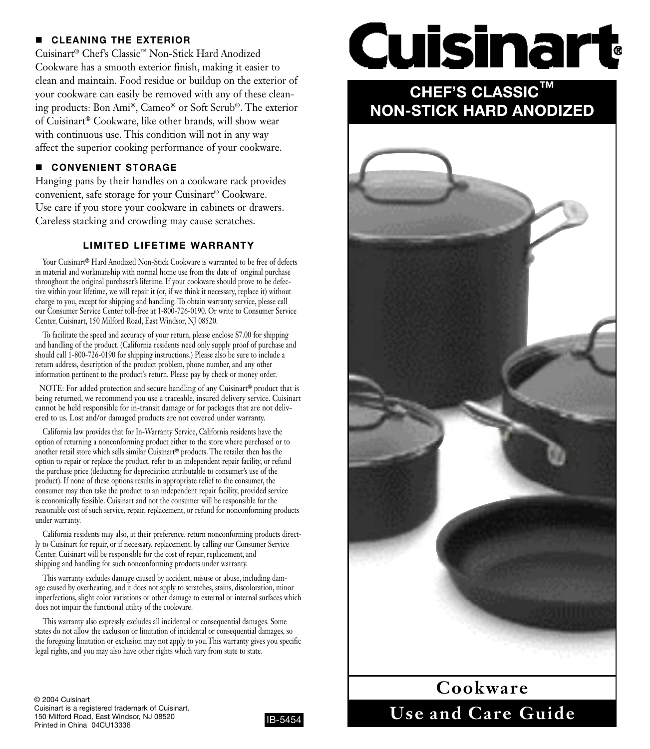## ■ CLEANING THE EXTERIOR

Cuisinart® Chef's Classic™ Non-Stick Hard Anodized Cookware has a smooth exterior finish, making it easier to clean and maintain. Food residue or buildup on the exterior of your cookware can easily be removed with any of these cleaning products: Bon Ami®, Cameo® or Soft Scrub®. The exterior of Cuisinart® Cookware, like other brands, will show wear with continuous use. This condition will not in any way affect the superior cooking performance of your cookware.

## ■ CONVENIENT STORAGE

Hanging pans by their handles on a cookware rack provides convenient, safe storage for your Cuisinart® Cookware. Use care if you store your cookware in cabinets or drawers. Careless stacking and crowding may cause scratches.

### LIMITED LIFETIME WARRANTY

Your Cuisinart® Hard Anodized Non-Stick Cookware is warranted to be free of defects in material and workmanship with normal home use from the date of original purchase throughout the original purchaser's lifetime. If your cookware should prove to be defective within your lifetime, we will repair it (or, if we think it necessary, replace it) without charge to you, except for shipping and handling. To obtain warranty service, please call our Consumer Service Center toll-free at 1-800-726-0190. Or write to Consumer Service Center, Cuisinart, 150 Milford Road, East Windsor, NJ 08520.

To facilitate the speed and accuracy of your return, please enclose $7.00 for shipping and handling of the product. (California residents need only supply proof of purchase and should call 1-800-726-0190 for shipping instructions.) Please also be sure to include a return address, description of the product problem, phone number, and any other information pertinent to the product's return. Please pay by check or money order.

NOTE: For added protection and secure handling of any Cuisinart® product that is being returned, we recommend you use a traceable, insured delivery service. Cuisinart cannot be held responsible for in-transit damage or for packages that are not delivered to us. Lost and/or damaged products are not covered under warranty.

California law provides that for In-Warranty Service, California residents have the option of returning a nonconforming product either to the store where purchased or to another retail store which sells similar Cuisinart® products. The retailer then has the option to repair or replace the product, refer to an independent repair facility, or refund the purchase price (deducting for depreciation attributable to consumer's use of the product). If none of these options results in appropriate relief to the consumer, the consumer may then take the product to an independent repair facility, provided service is economically feasible. Cuisinart and not the consumer will be responsible for the reasonable cost of such service, repair, replacement, or refund for nonconforming products under warranty.

California residents may also, at their preference, return nonconforming products directly to Cuisinart for repair, or if necessary, replacement, by calling our Consumer Service Center. Cuisinart will be responsible for the cost of repair, replacement, and shipping and handling for such nonconforming products under warranty.

This warranty excludes damage caused by accident, misuse or abuse, including damage caused by overheating, and it does not apply to scratches, stains, discoloration, minor imperfections, slight color variations or other damage to external or internal surfaces which does not impair the functional utility of the cookware.

This warranty also expressly excludes all incidental or consequential damages. Some states do not allow the exclusion or limitation of incidental or consequential damages, so the foregoing limitation or exclusion may not apply to you. This warranty gives you specific legal rights, and you may also have other rights which vary from state to state.

© 2004 Cuisinart
Cuisinart is a registered trademark of Cuisinart.
150 Milford Road, East Windsor, NJ 08520
Printed in China 04CU13336

IB-5454

# Cuisinart®

## CHEF'S CLASSIC™ NON-STICK HARD ANODIZED

## Cookware

## Use and Care Guide